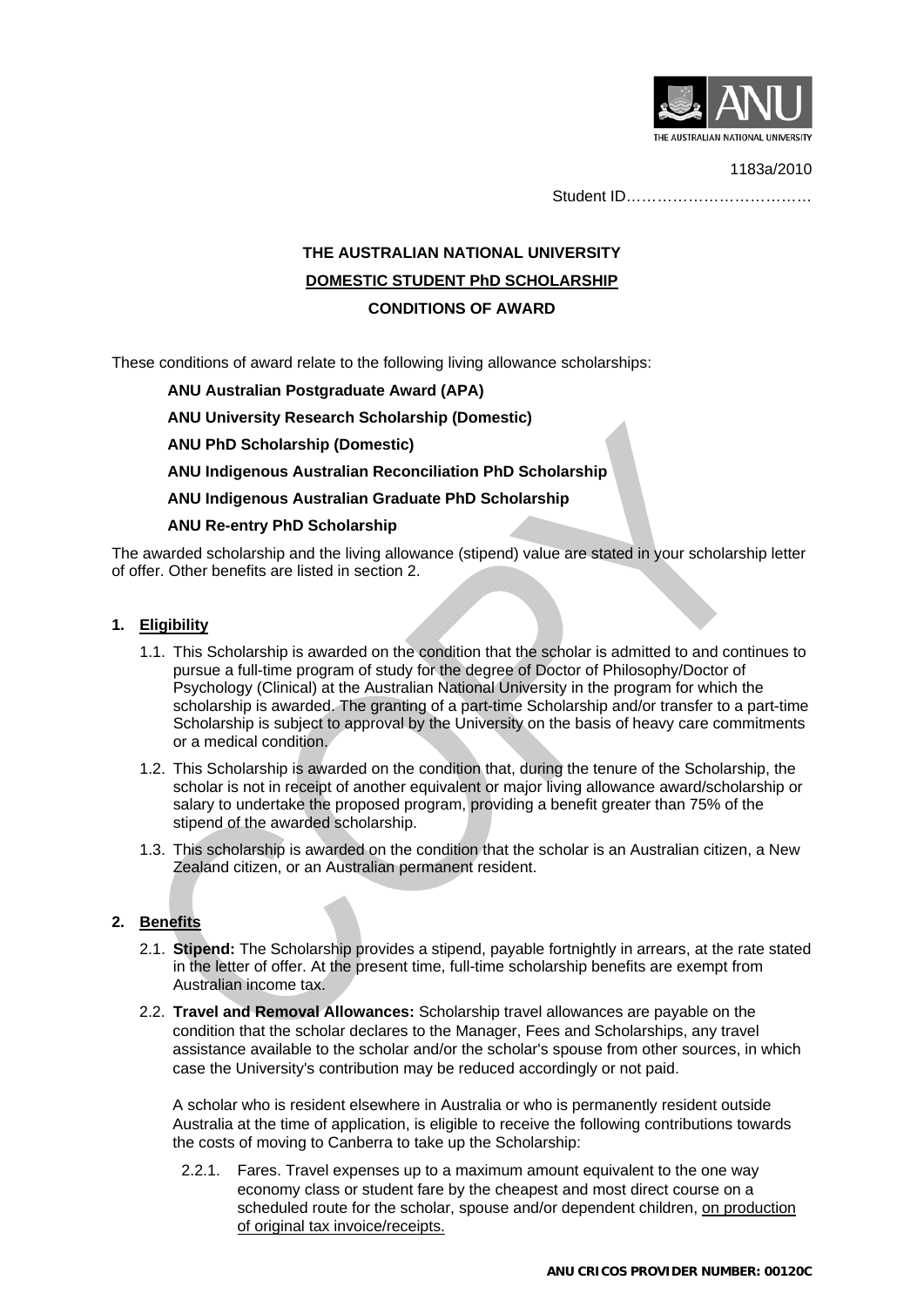1183a/2010

Student ID………………………………

**THE AUSTRALIAN NATIONAL UNIVERSITY**

**DOMESTIC STUDENT PhD SCHOLARSHIP**

**CONDITIONS OF AWARD**

These conditions of award relate to the following living allowance scholarships:

**ANU Australian Postgraduate Award (APA)**

**ANU University Research Scholarship (Domestic)**

**ANU PhD Scholarship (Domestic)**

**ANU Indigenous Australian Reconciliation PhD Scholarship**

**ANU Indigenous Australian Graduate PhD Scholarship**

**ANU Re-entry PhD Scholarship**

The awarded scholarship and the living allowance (stipend) value are stated in your scholarship letter of offer. Other benefits are listed in section 2.

## 1. Eligibility

1.1. This Scholarship is awarded on the condition that the scholar is admitted to and continues to pursue a full-time program of study for the degree of Doctor of Philosophy/Doctor of Psychology (Clinical) at the Australian National University in the program for which the scholarship is awarded. The granting of a part-time Scholarship and/or transfer to a part-time Scholarship is subject to approval by the University on the basis of heavy care commitments or a medical condition.

1.2. This Scholarship is awarded on the condition that, during the tenure of the Scholarship, the scholar is not in receipt of another equivalent or major living allowance award/scholarship or salary to undertake the proposed program, providing a benefit greater than 75% of the stipend of the awarded scholarship.

1.3. This scholarship is awarded on the condition that the scholar is an Australian citizen, a New Zealand citizen, or an Australian permanent resident.

## 2. Benefits

2.1. **Stipend:** The Scholarship provides a stipend, payable fortnightly in arrears, at the rate stated in the letter of offer. At the present time, full-time scholarship benefits are exempt from Australian income tax.

2.2. **Travel and Removal Allowances:** Scholarship travel allowances are payable on the condition that the scholar declares to the Manager, Fees and Scholarships, any travel assistance available to the scholar and/or the scholar's spouse from other sources, in which case the University's contribution may be reduced accordingly or not paid.

A scholar who is resident elsewhere in Australia or who is permanently resident outside Australia at the time of application, is eligible to receive the following contributions towards the costs of moving to Canberra to take up the Scholarship:

2.2.1. Fares. Travel expenses up to a maximum amount equivalent to the one way economy class or student fare by the cheapest and most direct course on a scheduled route for the scholar, spouse and/or dependent children, on production of original tax invoice/receipts.

ANU CRICOS PROVIDER NUMBER: 00120C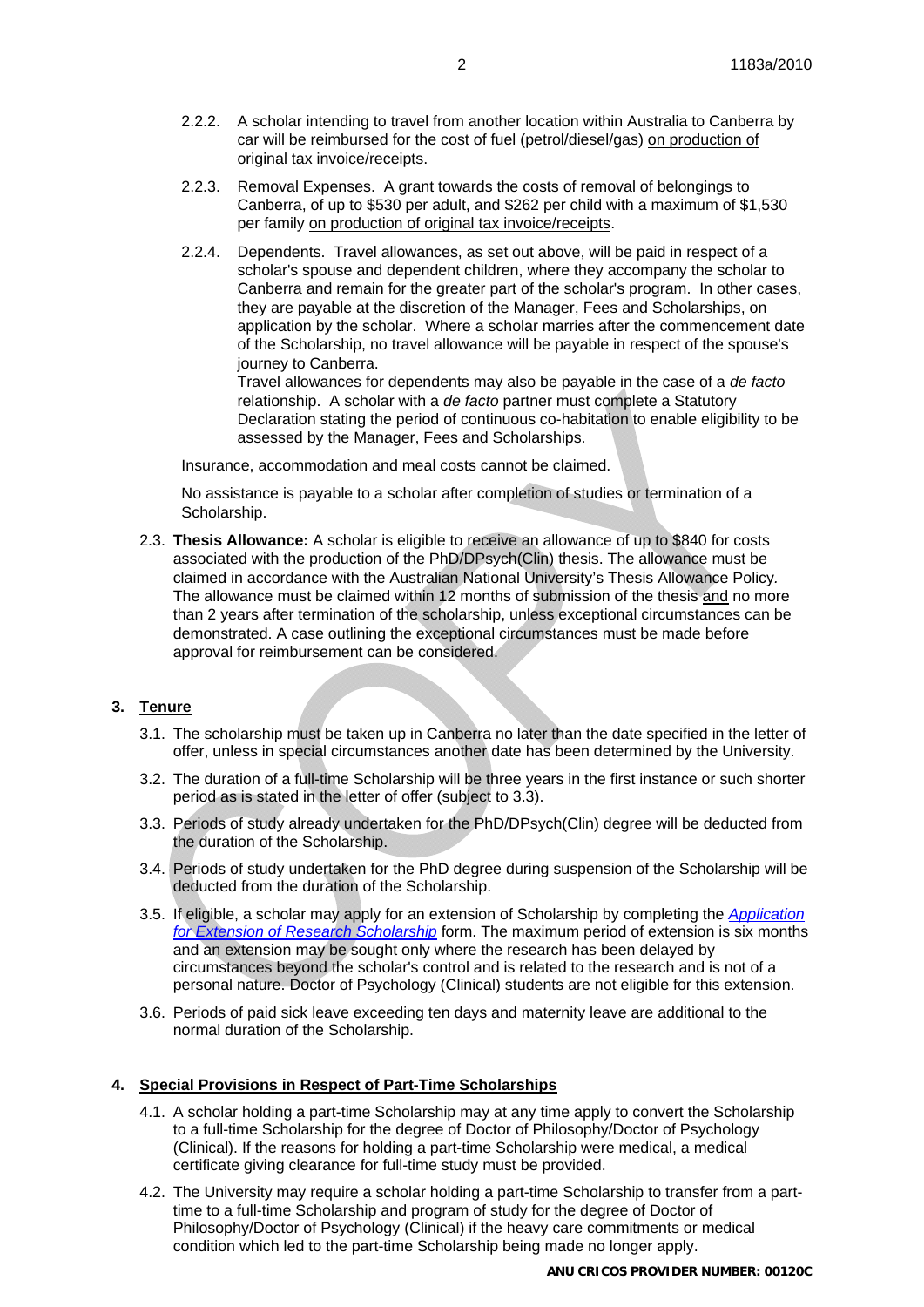2.2.2. A scholar intending to travel from another location within Australia to Canberra by car will be reimbursed for the cost of fuel (petrol/diesel/gas) <u>on production of original tax invoice/receipts.</u>

2.2.3. Removal Expenses. A grant towards the costs of removal of belongings to Canberra, of up to \$530 per adult, and \$262 per child with a maximum of \$1,530 per family <u>on production of original tax invoice/receipts</u>.

2.2.4. Dependents. Travel allowances, as set out above, will be paid in respect of a scholar's spouse and dependent children, where they accompany the scholar to Canberra and remain for the greater part of the scholar's program. In other cases, they are payable at the discretion of the Manager, Fees and Scholarships, on application by the scholar. Where a scholar marries after the commencement date of the Scholarship, no travel allowance will be payable in respect of the spouse's journey to Canberra.

Travel allowances for dependents may also be payable in the case of a *de facto* relationship. A scholar with a *de facto* partner must complete a Statutory Declaration stating the period of continuous co-habitation to enable eligibility to be assessed by the Manager, Fees and Scholarships.

Insurance, accommodation and meal costs cannot be claimed.

No assistance is payable to a scholar after completion of studies or termination of a Scholarship.

2.3. **Thesis Allowance:** A scholar is eligible to receive an allowance of up to \$840 for costs associated with the production of the PhD/DPsych(Clin) thesis. The allowance must be claimed in accordance with the Australian National University's Thesis Allowance Policy. The allowance must be claimed within 12 months of submission of the thesis <u>and</u> no more than 2 years after termination of the scholarship, unless exceptional circumstances can be demonstrated. A case outlining the exceptional circumstances must be made before approval for reimbursement can be considered.

## 3. <u>Tenure</u>

3.1. The scholarship must be taken up in Canberra no later than the date specified in the letter of offer, unless in special circumstances another date has been determined by the University.

3.2. The duration of a full-time Scholarship will be three years in the first instance or such shorter period as is stated in the letter of offer (subject to 3.3).

3.3. Periods of study already undertaken for the PhD/DPsych(Clin) degree will be deducted from the duration of the Scholarship.

3.4. Periods of study undertaken for the PhD degree during suspension of the Scholarship will be deducted from the duration of the Scholarship.

3.5. If eligible, a scholar may apply for an extension of Scholarship by completing the *Application for Extension of Research Scholarship* form. The maximum period of extension is six months and an extension may be sought only where the research has been delayed by circumstances beyond the scholar's control and is related to the research and is not of a personal nature. Doctor of Psychology (Clinical) students are not eligible for this extension.

3.6. Periods of paid sick leave exceeding ten days and maternity leave are additional to the normal duration of the Scholarship.

## 4. <u>Special Provisions in Respect of Part-Time Scholarships</u>

4.1. A scholar holding a part-time Scholarship may at any time apply to convert the Scholarship to a full-time Scholarship for the degree of Doctor of Philosophy/Doctor of Psychology (Clinical). If the reasons for holding a part-time Scholarship were medical, a medical certificate giving clearance for full-time study must be provided.

4.2. The University may require a scholar holding a part-time Scholarship to transfer from a part-time to a full-time Scholarship and program of study for the degree of Doctor of Philosophy/Doctor of Psychology (Clinical) if the heavy care commitments or medical condition which led to the part-time Scholarship being made no longer apply.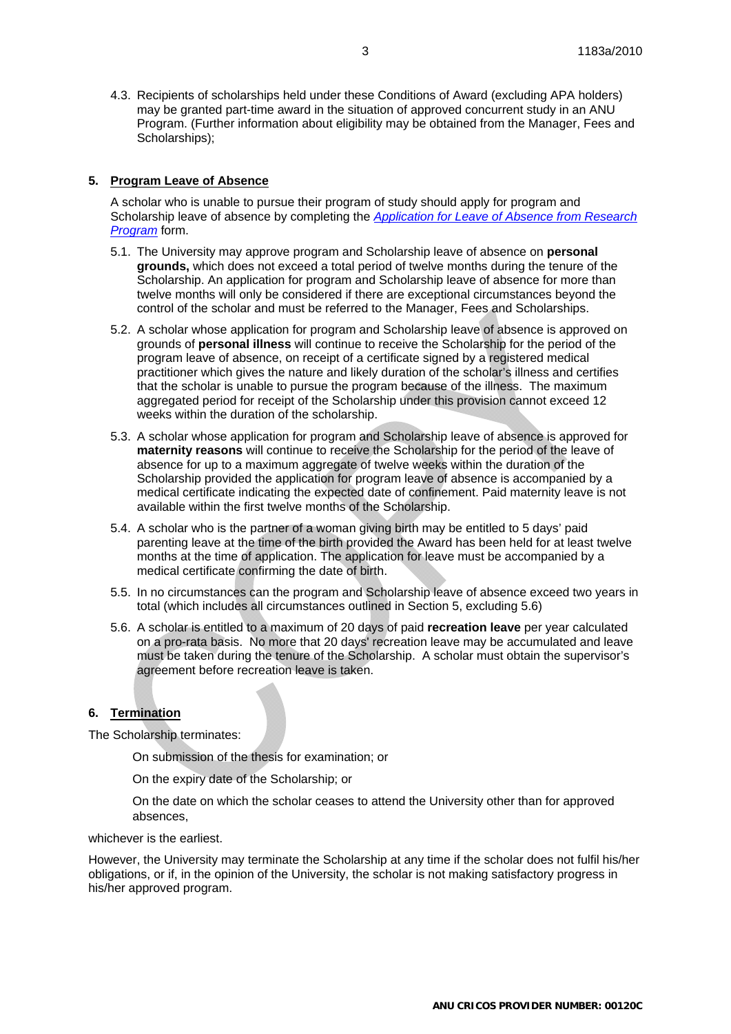4.3. Recipients of scholarships held under these Conditions of Award (excluding APA holders) may be granted part-time award in the situation of approved concurrent study in an ANU Program. (Further information about eligibility may be obtained from the Manager, Fees and Scholarships);

## 5. Program Leave of Absence

A scholar who is unable to pursue their program of study should apply for program and Scholarship leave of absence by completing the *Application for Leave of Absence from Research Program* form.

5.1. The University may approve program and Scholarship leave of absence on **personal grounds,** which does not exceed a total period of twelve months during the tenure of the Scholarship. An application for program and Scholarship leave of absence for more than twelve months will only be considered if there are exceptional circumstances beyond the control of the scholar and must be referred to the Manager, Fees and Scholarships.

5.2. A scholar whose application for program and Scholarship leave of absence is approved on grounds of **personal illness** will continue to receive the Scholarship for the period of the program leave of absence, on receipt of a certificate signed by a registered medical practitioner which gives the nature and likely duration of the scholar's illness and certifies that the scholar is unable to pursue the program because of the illness. The maximum aggregated period for receipt of the Scholarship under this provision cannot exceed 12 weeks within the duration of the scholarship.

5.3. A scholar whose application for program and Scholarship leave of absence is approved for **maternity reasons** will continue to receive the Scholarship for the period of the leave of absence for up to a maximum aggregate of twelve weeks within the duration of the Scholarship provided the application for program leave of absence is accompanied by a medical certificate indicating the expected date of confinement. Paid maternity leave is not available within the first twelve months of the Scholarship.

5.4. A scholar who is the partner of a woman giving birth may be entitled to 5 days' paid parenting leave at the time of the birth provided the Award has been held for at least twelve months at the time of application. The application for leave must be accompanied by a medical certificate confirming the date of birth.

5.5. In no circumstances can the program and Scholarship leave of absence exceed two years in total (which includes all circumstances outlined in Section 5, excluding 5.6)

5.6. A scholar is entitled to a maximum of 20 days of paid **recreation leave** per year calculated on a pro-rata basis. No more that 20 days' recreation leave may be accumulated and leave must be taken during the tenure of the Scholarship. A scholar must obtain the supervisor's agreement before recreation leave is taken.

## 6. Termination

The Scholarship terminates:

On submission of the thesis for examination; or

On the expiry date of the Scholarship; or

On the date on which the scholar ceases to attend the University other than for approved absences,

whichever is the earliest.

However, the University may terminate the Scholarship at any time if the scholar does not fulfil his/her obligations, or if, in the opinion of the University, the scholar is not making satisfactory progress in his/her approved program.